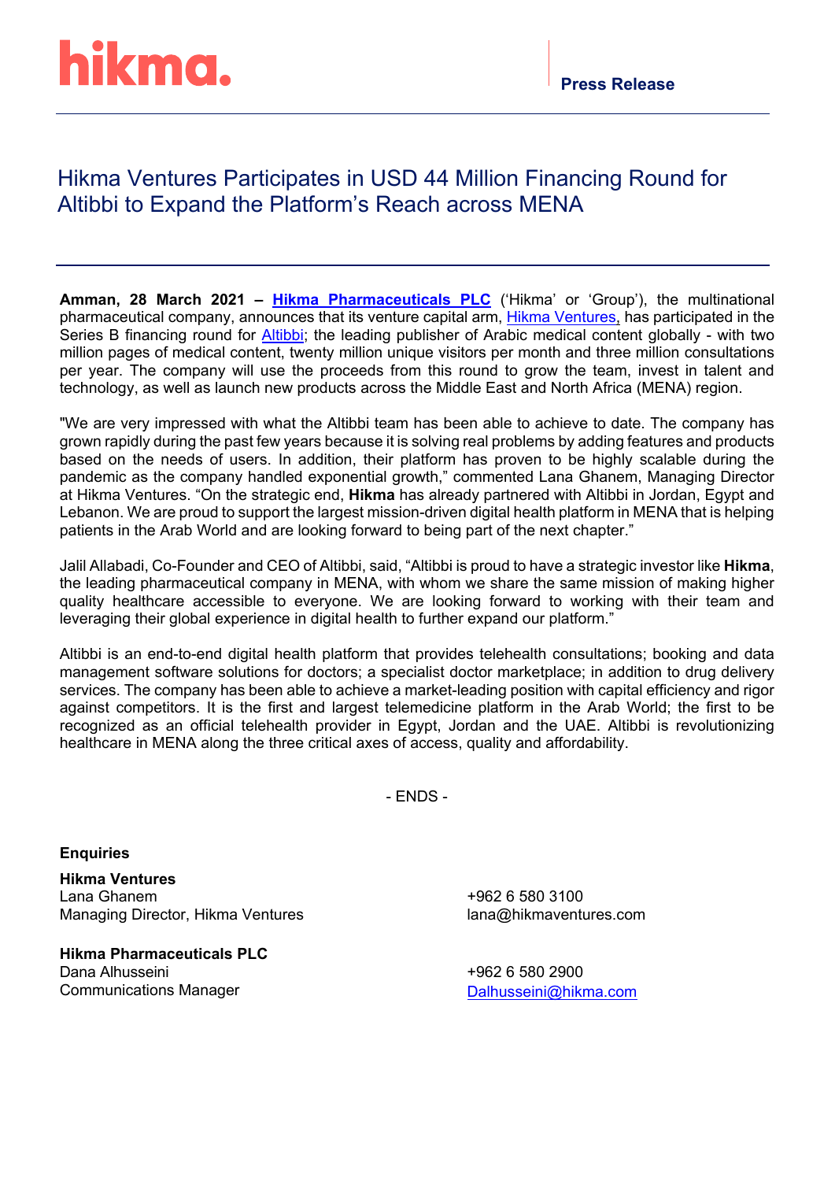hikma.

**Press Release**

# Hikma Ventures Participates in USD 44 Million Financing Round for Altibbi to Expand the Platform's Reach across MENA

**Amman, 28 March 2021 – Hikma Pharmaceuticals PLC** ('Hikma' or 'Group'), the multinational pharmaceutical company, announces that its venture capital arm, Hikma Ventures, has participated in the Series B financing round for Altibbi; the leading publisher of Arabic medical content globally - with two million pages of medical content, twenty million unique visitors per month and three million consultations per year. The company will use the proceeds from this round to grow the team, invest in talent and technology, as well as launch new products across the Middle East and North Africa (MENA) region.

"We are very impressed with what the Altibbi team has been able to achieve to date. The company has grown rapidly during the past few years because it is solving real problems by adding features and products based on the needs of users. In addition, their platform has proven to be highly scalable during the pandemic as the company handled exponential growth," commented Lana Ghanem, Managing Director at Hikma Ventures. "On the strategic end, **Hikma** has already partnered with Altibbi in Jordan, Egypt and Lebanon. We are proud to support the largest mission-driven digital health platform in MENA that is helping patients in the Arab World and are looking forward to being part of the next chapter."

Jalil Allabadi, Co-Founder and CEO of Altibbi, said, "Altibbi is proud to have a strategic investor like **Hikma**, the leading pharmaceutical company in MENA, with whom we share the same mission of making higher quality healthcare accessible to everyone. We are looking forward to working with their team and leveraging their global experience in digital health to further expand our platform."

Altibbi is an end-to-end digital health platform that provides telehealth consultations; booking and data management software solutions for doctors; a specialist doctor marketplace; in addition to drug delivery services. The company has been able to achieve a market-leading position with capital efficiency and rigor against competitors. It is the first and largest telemedicine platform in the Arab World; the first to be recognized as an official telehealth provider in Egypt, Jordan and the UAE. Altibbi is revolutionizing healthcare in MENA along the three critical axes of access, quality and affordability.

- ENDS -

**Enquiries**

**Hikma Ventures**
Lana Ghanem
Managing Director, Hikma Ventures
+962 6 580 3100
lana@hikmaventures.com

**Hikma Pharmaceuticals PLC**
Dana Alhusseini
Communications Manager
+962 6 580 2900
Dalhusseini@hikma.com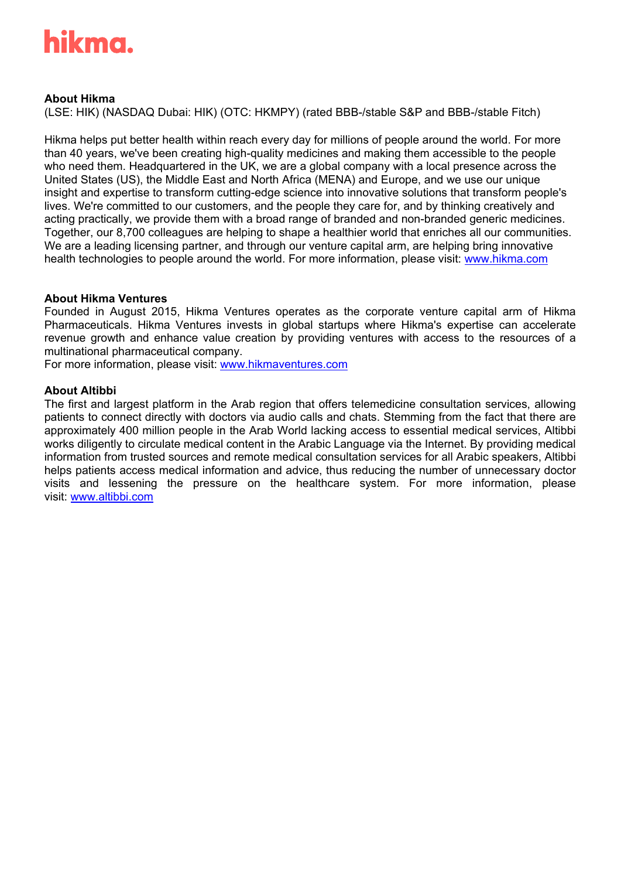**About Hikma**
(LSE: HIK) (NASDAQ Dubai: HIK) (OTC: HKMPY) (rated BBB-/stable S&P and BBB-/stable Fitch)

Hikma helps put better health within reach every day for millions of people around the world. For more than 40 years, we've been creating high-quality medicines and making them accessible to the people who need them. Headquartered in the UK, we are a global company with a local presence across the United States (US), the Middle East and North Africa (MENA) and Europe, and we use our unique insight and expertise to transform cutting-edge science into innovative solutions that transform people's lives. We're committed to our customers, and the people they care for, and by thinking creatively and acting practically, we provide them with a broad range of branded and non-branded generic medicines. Together, our 8,700 colleagues are helping to shape a healthier world that enriches all our communities. We are a leading licensing partner, and through our venture capital arm, are helping bring innovative health technologies to people around the world. For more information, please visit: [www.hikma.com](http://www.hikma.com)

**About Hikma Ventures**
Founded in August 2015, Hikma Ventures operates as the corporate venture capital arm of Hikma Pharmaceuticals. Hikma Ventures invests in global startups where Hikma's expertise can accelerate revenue growth and enhance value creation by providing ventures with access to the resources of a multinational pharmaceutical company.
For more information, please visit: [www.hikmaventures.com](http://www.hikmaventures.com)

**About Altibbi**
The first and largest platform in the Arab region that offers telemedicine consultation services, allowing patients to connect directly with doctors via audio calls and chats. Stemming from the fact that there are approximately 400 million people in the Arab World lacking access to essential medical services, Altibbi works diligently to circulate medical content in the Arabic Language via the Internet. By providing medical information from trusted sources and remote medical consultation services for all Arabic speakers, Altibbi helps patients access medical information and advice, thus reducing the number of unnecessary doctor visits and lessening the pressure on the healthcare system. For more information, please visit: [www.altibbi.com](http://www.altibbi.com)